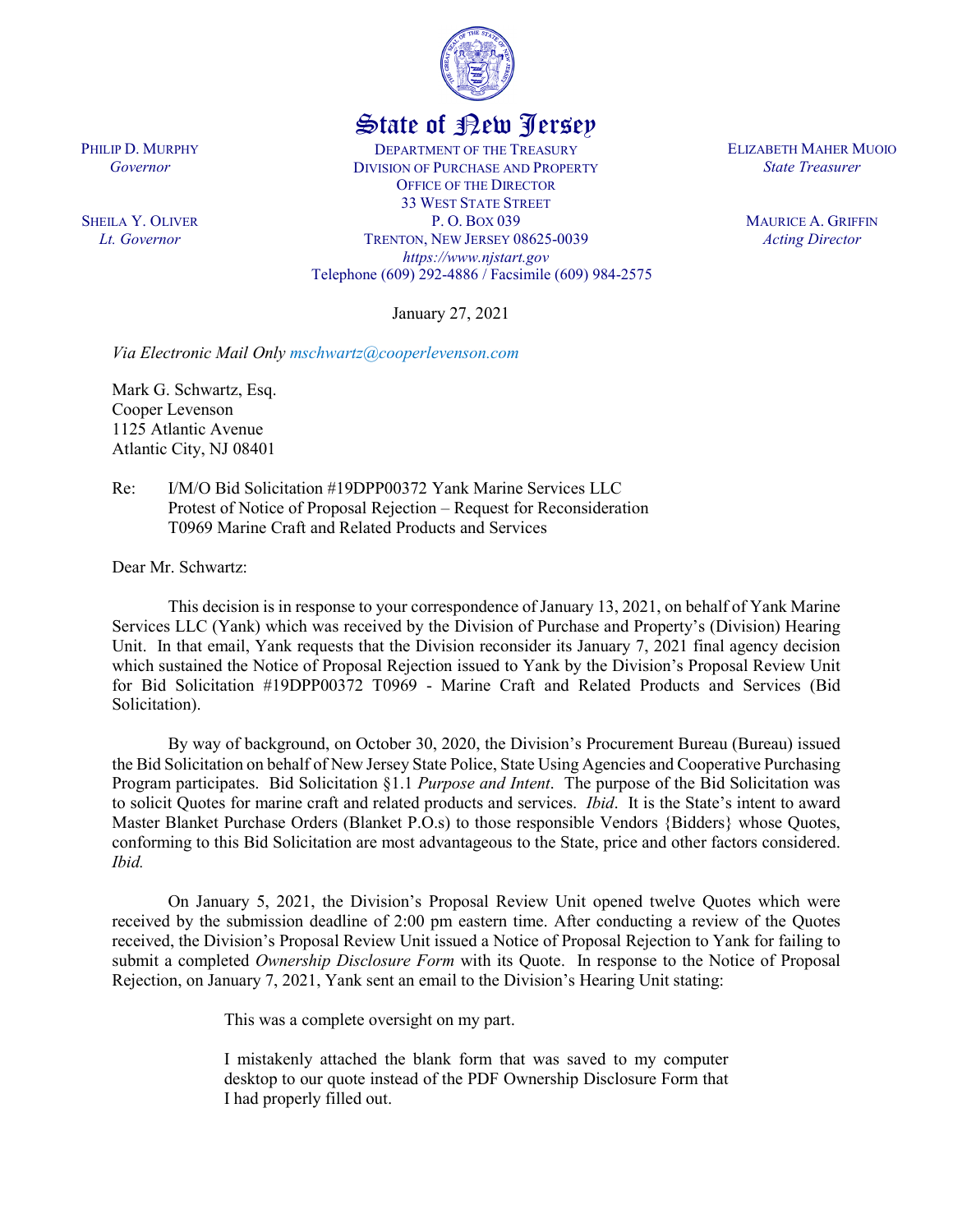# State of New Jersey

PHILIP D. MURPHY
*Governor*

SHEILA Y. OLIVER
*Lt. Governor*

DEPARTMENT OF THE TREASURY
DIVISION OF PURCHASE AND PROPERTY
OFFICE OF THE DIRECTOR
33 WEST STATE STREET
P. O. BOX 039
TRENTON, NEW JERSEY 08625-0039
*https://www.njstart.gov*
Telephone (609) 292-4886 / Facsimile (609) 984-2575

ELIZABETH MAHER MUOIO
*State Treasurer*

MAURICE A. GRIFFIN
*Acting Director*

January 27, 2021

*Via Electronic Mail Only mschwartz@cooperlevenson.com*

Mark G. Schwartz, Esq.
Cooper Levenson
1125 Atlantic Avenue
Atlantic City, NJ 08401

Re: I/M/O Bid Solicitation #19DPP00372 Yank Marine Services LLC
Protest of Notice of Proposal Rejection – Request for Reconsideration
T0969 Marine Craft and Related Products and Services

Dear Mr. Schwartz:

This decision is in response to your correspondence of January 13, 2021, on behalf of Yank Marine Services LLC (Yank) which was received by the Division of Purchase and Property's (Division) Hearing Unit. In that email, Yank requests that the Division reconsider its January 7, 2021 final agency decision which sustained the Notice of Proposal Rejection issued to Yank by the Division's Proposal Review Unit for Bid Solicitation #19DPP00372 T0969 - Marine Craft and Related Products and Services (Bid Solicitation).

By way of background, on October 30, 2020, the Division's Procurement Bureau (Bureau) issued the Bid Solicitation on behalf of New Jersey State Police, State Using Agencies and Cooperative Purchasing Program participates. Bid Solicitation §1.1 *Purpose and Intent*. The purpose of the Bid Solicitation was to solicit Quotes for marine craft and related products and services. *Ibid*. It is the State's intent to award Master Blanket Purchase Orders (Blanket P.O.s) to those responsible Vendors {Bidders} whose Quotes, conforming to this Bid Solicitation are most advantageous to the State, price and other factors considered. *Ibid.*

On January 5, 2021, the Division's Proposal Review Unit opened twelve Quotes which were received by the submission deadline of 2:00 pm eastern time. After conducting a review of the Quotes received, the Division's Proposal Review Unit issued a Notice of Proposal Rejection to Yank for failing to submit a completed *Ownership Disclosure Form* with its Quote. In response to the Notice of Proposal Rejection, on January 7, 2021, Yank sent an email to the Division's Hearing Unit stating:

> This was a complete oversight on my part.
>
> I mistakenly attached the blank form that was saved to my computer desktop to our quote instead of the PDF Ownership Disclosure Form that I had properly filled out.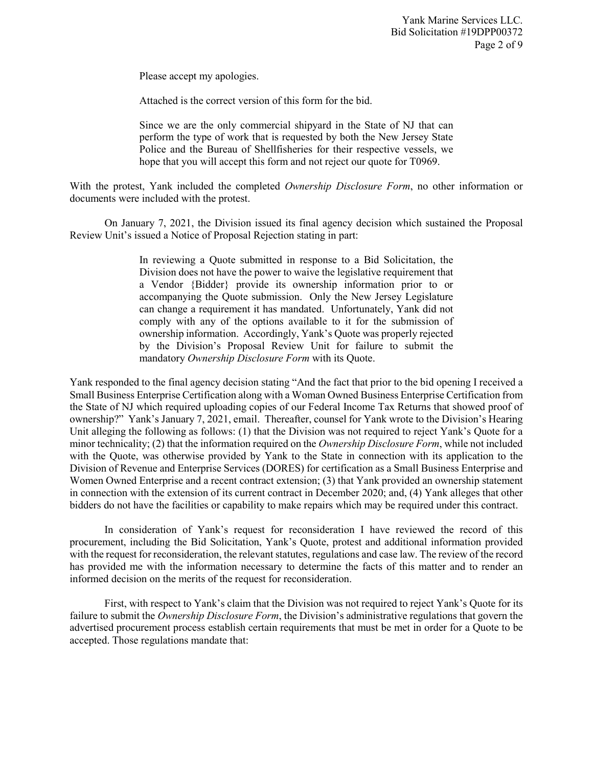> Please accept my apologies.
>
> Attached is the correct version of this form for the bid.
>
> Since we are the only commercial shipyard in the State of NJ that can perform the type of work that is requested by both the New Jersey State Police and the Bureau of Shellfisheries for their respective vessels, we hope that you will accept this form and not reject our quote for T0969.

With the protest, Yank included the completed *Ownership Disclosure Form*, no other information or documents were included with the protest.

On January 7, 2021, the Division issued its final agency decision which sustained the Proposal Review Unit's issued a Notice of Proposal Rejection stating in part:

> In reviewing a Quote submitted in response to a Bid Solicitation, the Division does not have the power to waive the legislative requirement that a Vendor {Bidder} provide its ownership information prior to or accompanying the Quote submission. Only the New Jersey Legislature can change a requirement it has mandated. Unfortunately, Yank did not comply with any of the options available to it for the submission of ownership information. Accordingly, Yank's Quote was properly rejected by the Division's Proposal Review Unit for failure to submit the mandatory *Ownership Disclosure Form* with its Quote.

Yank responded to the final agency decision stating "And the fact that prior to the bid opening I received a Small Business Enterprise Certification along with a Woman Owned Business Enterprise Certification from the State of NJ which required uploading copies of our Federal Income Tax Returns that showed proof of ownership?" Yank's January 7, 2021, email. Thereafter, counsel for Yank wrote to the Division's Hearing Unit alleging the following as follows: (1) that the Division was not required to reject Yank's Quote for a minor technicality; (2) that the information required on the *Ownership Disclosure Form*, while not included with the Quote, was otherwise provided by Yank to the State in connection with its application to the Division of Revenue and Enterprise Services (DORES) for certification as a Small Business Enterprise and Women Owned Enterprise and a recent contract extension; (3) that Yank provided an ownership statement in connection with the extension of its current contract in December 2020; and, (4) Yank alleges that other bidders do not have the facilities or capability to make repairs which may be required under this contract.

In consideration of Yank's request for reconsideration I have reviewed the record of this procurement, including the Bid Solicitation, Yank's Quote, protest and additional information provided with the request for reconsideration, the relevant statutes, regulations and case law. The review of the record has provided me with the information necessary to determine the facts of this matter and to render an informed decision on the merits of the request for reconsideration.

First, with respect to Yank's claim that the Division was not required to reject Yank's Quote for its failure to submit the *Ownership Disclosure Form*, the Division's administrative regulations that govern the advertised procurement process establish certain requirements that must be met in order for a Quote to be accepted. Those regulations mandate that: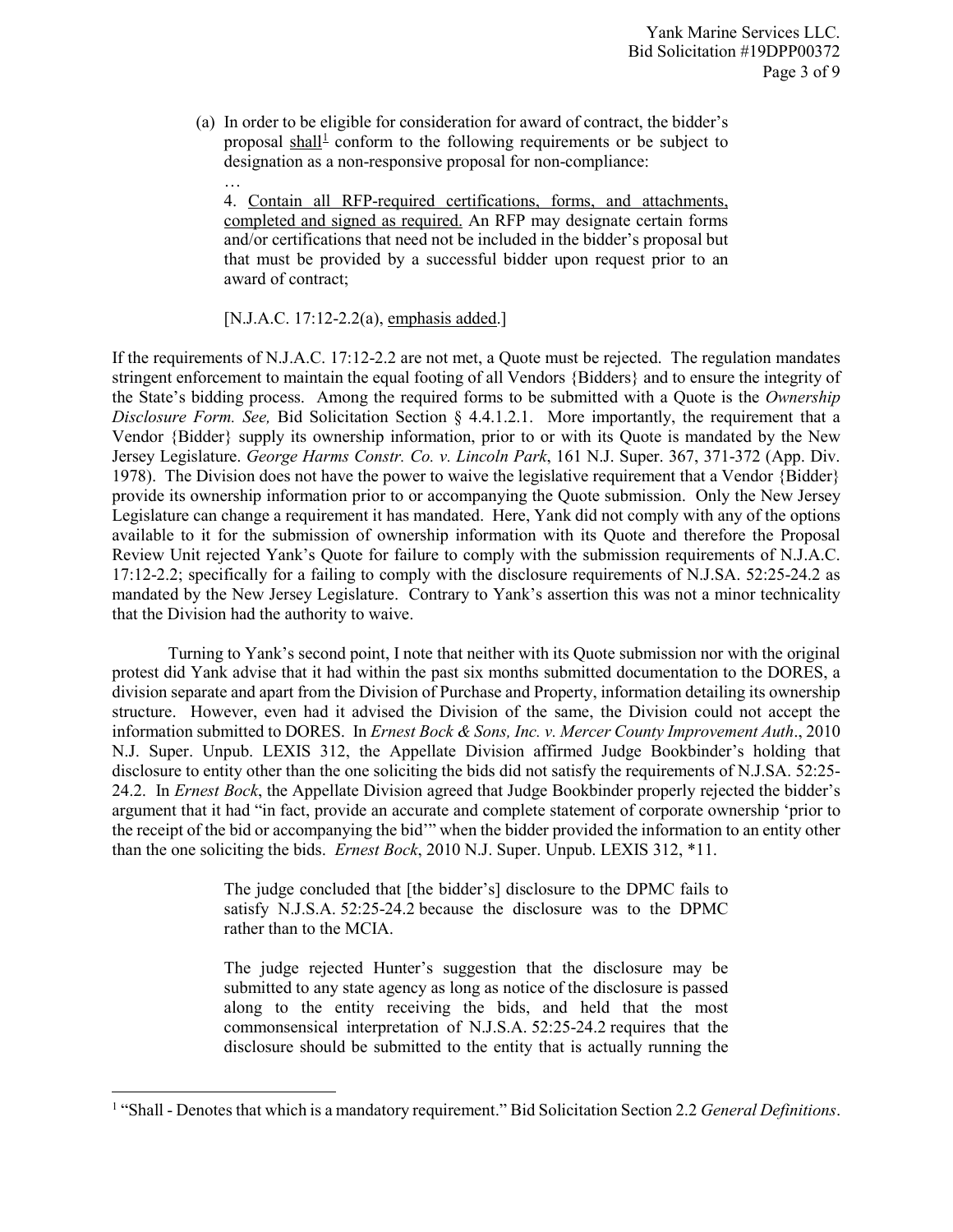(a) In order to be eligible for consideration for award of contract, the bidder's proposal shall[1] conform to the following requirements or be subject to designation as a non-responsive proposal for non-compliance:

> …
>
> 4. Contain all RFP-required certifications, forms, and attachments, completed and signed as required. An RFP may designate certain forms and/or certifications that need not be included in the bidder's proposal but that must be provided by a successful bidder upon request prior to an award of contract;
>
> [N.J.A.C. 17:12-2.2(a), emphasis added.]

If the requirements of N.J.A.C. 17:12-2.2 are not met, a Quote must be rejected. The regulation mandates stringent enforcement to maintain the equal footing of all Vendors {Bidders} and to ensure the integrity of the State's bidding process. Among the required forms to be submitted with a Quote is the *Ownership Disclosure Form. See,* Bid Solicitation Section § 4.4.1.2.1. More importantly, the requirement that a Vendor {Bidder} supply its ownership information, prior to or with its Quote is mandated by the New Jersey Legislature. *George Harms Constr. Co. v. Lincoln Park*, 161 N.J. Super. 367, 371-372 (App. Div. 1978). The Division does not have the power to waive the legislative requirement that a Vendor {Bidder} provide its ownership information prior to or accompanying the Quote submission. Only the New Jersey Legislature can change a requirement it has mandated. Here, Yank did not comply with any of the options available to it for the submission of ownership information with its Quote and therefore the Proposal Review Unit rejected Yank's Quote for failure to comply with the submission requirements of N.J.A.C. 17:12-2.2; specifically for a failing to comply with the disclosure requirements of N.J.SA. 52:25-24.2 as mandated by the New Jersey Legislature. Contrary to Yank's assertion this was not a minor technicality that the Division had the authority to waive.

Turning to Yank's second point, I note that neither with its Quote submission nor with the original protest did Yank advise that it had within the past six months submitted documentation to the DORES, a division separate and apart from the Division of Purchase and Property, information detailing its ownership structure. However, even had it advised the Division of the same, the Division could not accept the information submitted to DORES. In *Ernest Bock & Sons, Inc. v. Mercer County Improvement Auth*., 2010 N.J. Super. Unpub. LEXIS 312, the Appellate Division affirmed Judge Bookbinder's holding that disclosure to entity other than the one soliciting the bids did not satisfy the requirements of N.J.SA. 52:25-24.2. In *Ernest Bock*, the Appellate Division agreed that Judge Bookbinder properly rejected the bidder's argument that it had "in fact, provide an accurate and complete statement of corporate ownership 'prior to the receipt of the bid or accompanying the bid'" when the bidder provided the information to an entity other than the one soliciting the bids. *Ernest Bock*, 2010 N.J. Super. Unpub. LEXIS 312, *11.

> The judge concluded that [the bidder's] disclosure to the DPMC fails to satisfy N.J.S.A. 52:25-24.2 because the disclosure was to the DPMC rather than to the MCIA.
>
> The judge rejected Hunter's suggestion that the disclosure may be submitted to any state agency as long as notice of the disclosure is passed along to the entity receiving the bids, and held that the most commonsensical interpretation of N.J.S.A. 52:25-24.2 requires that the disclosure should be submitted to the entity that is actually running the

[1] "Shall - Denotes that which is a mandatory requirement." Bid Solicitation Section 2.2 *General Definitions*.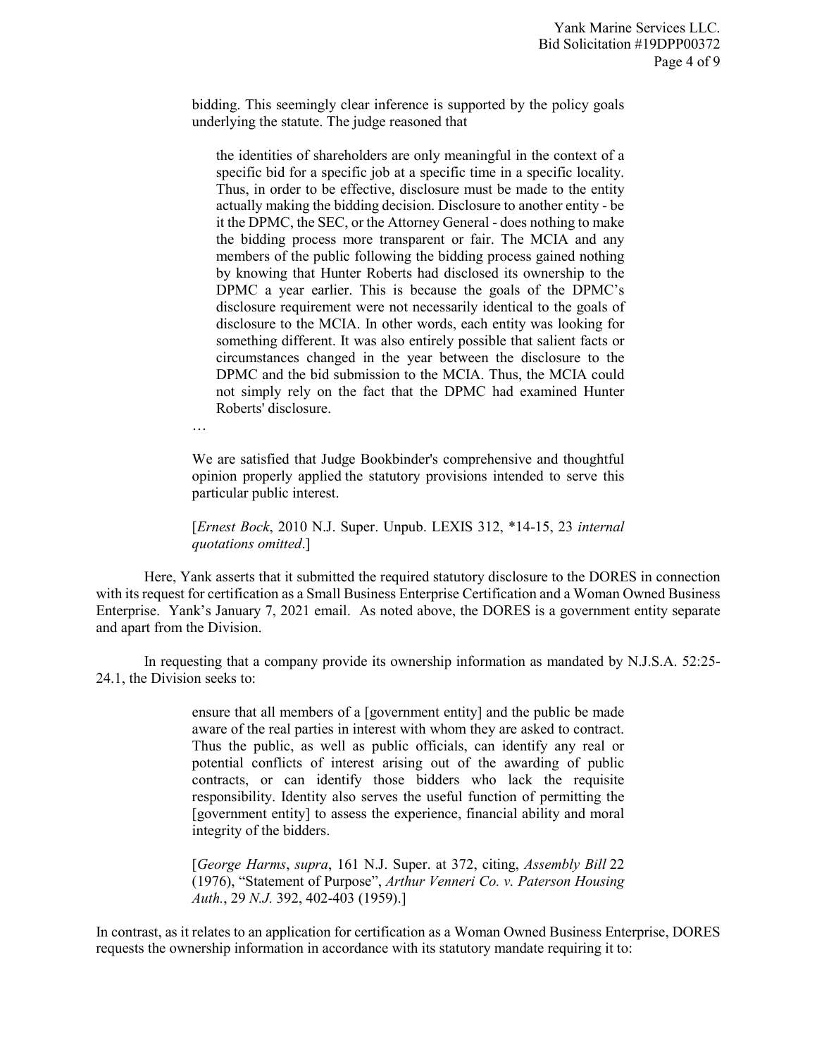bidding. This seemingly clear inference is supported by the policy goals underlying the statute. The judge reasoned that

> the identities of shareholders are only meaningful in the context of a specific bid for a specific job at a specific time in a specific locality. Thus, in order to be effective, disclosure must be made to the entity actually making the bidding decision. Disclosure to another entity - be it the DPMC, the SEC, or the Attorney General - does nothing to make the bidding process more transparent or fair. The MCIA and any members of the public following the bidding process gained nothing by knowing that Hunter Roberts had disclosed its ownership to the DPMC a year earlier. This is because the goals of the DPMC's disclosure requirement were not necessarily identical to the goals of disclosure to the MCIA. In other words, each entity was looking for something different. It was also entirely possible that salient facts or circumstances changed in the year between the disclosure to the DPMC and the bid submission to the MCIA. Thus, the MCIA could not simply rely on the fact that the DPMC had examined Hunter Roberts' disclosure.

…

We are satisfied that Judge Bookbinder's comprehensive and thoughtful opinion properly applied the statutory provisions intended to serve this particular public interest.

[*Ernest Bock*, 2010 N.J. Super. Unpub. LEXIS 312, *14-15, 23 *internal quotations omitted*.]

Here, Yank asserts that it submitted the required statutory disclosure to the DORES in connection with its request for certification as a Small Business Enterprise Certification and a Woman Owned Business Enterprise. Yank's January 7, 2021 email. As noted above, the DORES is a government entity separate and apart from the Division.

In requesting that a company provide its ownership information as mandated by N.J.S.A. 52:25-24.1, the Division seeks to:

> ensure that all members of a [government entity] and the public be made aware of the real parties in interest with whom they are asked to contract. Thus the public, as well as public officials, can identify any real or potential conflicts of interest arising out of the awarding of public contracts, or can identify those bidders who lack the requisite responsibility. Identity also serves the useful function of permitting the [government entity] to assess the experience, financial ability and moral integrity of the bidders.
>
> [*George Harms*, *supra*, 161 N.J. Super. at 372, citing, *Assembly Bill* 22 (1976), "Statement of Purpose", *Arthur Venneri Co. v. Paterson Housing Auth.*, 29 *N.J.* 392, 402-403 (1959).]

In contrast, as it relates to an application for certification as a Woman Owned Business Enterprise, DORES requests the ownership information in accordance with its statutory mandate requiring it to: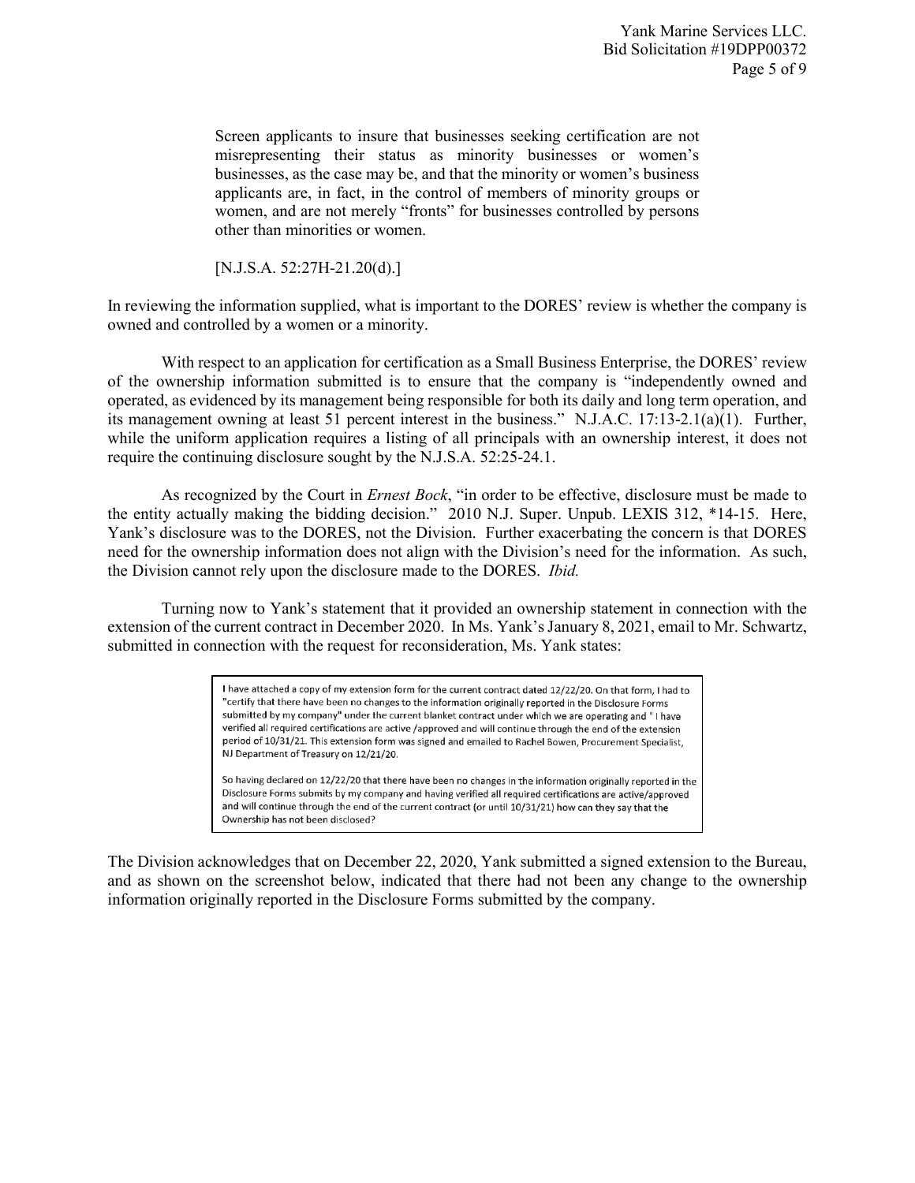> Screen applicants to insure that businesses seeking certification are not misrepresenting their status as minority businesses or women's businesses, as the case may be, and that the minority or women's business applicants are, in fact, in the control of members of minority groups or women, and are not merely "fronts" for businesses controlled by persons other than minorities or women.
>
> [N.J.S.A. 52:27H-21.20(d).]

In reviewing the information supplied, what is important to the DORES' review is whether the company is owned and controlled by a women or a minority.

With respect to an application for certification as a Small Business Enterprise, the DORES' review of the ownership information submitted is to ensure that the company is "independently owned and operated, as evidenced by its management being responsible for both its daily and long term operation, and its management owning at least 51 percent interest in the business." N.J.A.C. 17:13-2.1(a)(1). Further, while the uniform application requires a listing of all principals with an ownership interest, it does not require the continuing disclosure sought by the N.J.S.A. 52:25-24.1.

As recognized by the Court in *Ernest Bock*, "in order to be effective, disclosure must be made to the entity actually making the bidding decision." 2010 N.J. Super. Unpub. LEXIS 312, *14-15. Here, Yank's disclosure was to the DORES, not the Division. Further exacerbating the concern is that DORES need for the ownership information does not align with the Division's need for the information. As such, the Division cannot rely upon the disclosure made to the DORES. *Ibid.*

Turning now to Yank's statement that it provided an ownership statement in connection with the extension of the current contract in December 2020. In Ms. Yank's January 8, 2021, email to Mr. Schwartz, submitted in connection with the request for reconsideration, Ms. Yank states:

> I have attached a copy of my extension form for the current contract dated 12/22/20. On that form, I had to "certify that there have been no changes to the information originally reported in the Disclosure Forms submitted by my company" under the current blanket contract under which we are operating and " I have verified all required certifications are active /approved and will continue through the end of the extension period of 10/31/21. This extension form was signed and emailed to Rachel Bowen, Procurement Specialist, NJ Department of Treasury on 12/21/20.
>
> So having declared on 12/22/20 that there have been no changes in the information originally reported in the Disclosure Forms submits by my company and having verified all required certifications are active/approved and will continue through the end of the current contract (or until 10/31/21) how can they say that the Ownership has not been disclosed?

The Division acknowledges that on December 22, 2020, Yank submitted a signed extension to the Bureau, and as shown on the screenshot below, indicated that there had not been any change to the ownership information originally reported in the Disclosure Forms submitted by the company.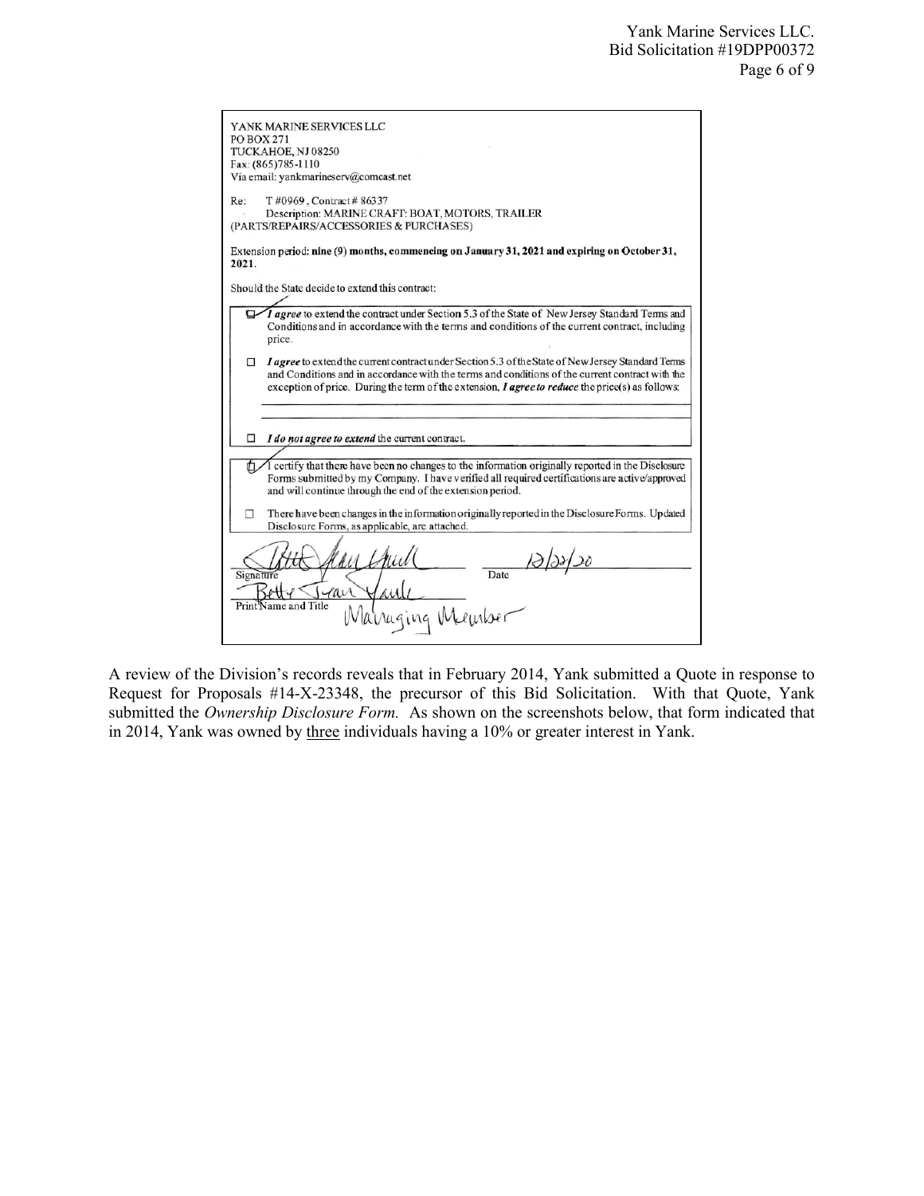YANK MARINE SERVICES LLC
PO BOX 271
TUCKAHOE, NJ 08250
Fax: (865)785-1110
Via email: yankmarineserv@comcast.net

Re: T #0969, Contract # 86337
Description: MARINE CRAFT: BOAT, MOTORS, TRAILER
(PARTS/REPAIRS/ACCESSORIES & PURCHASES)

Extension period: **nine (9) months, commencing on January 31, 2021 and expiring on October 31, 2021**.

Should the State decide to extend this contract:

- ☑ ***I agree*** to extend the contract under Section 5.3 of the State of New Jersey Standard Terms and Conditions and in accordance with the terms and conditions of the current contract, including price.
- ☐ ***I agree*** to extend the current contract under Section 5.3 of the State of New Jersey Standard Terms and Conditions and in accordance with the terms and conditions of the current contract with the exception of price. During the term of the extension, ***I agree to reduce*** the price(s) as follows:
- ☐ ***I do not agree to extend*** the current contract.

- ☑ I certify that there have been no changes to the information originally reported in the Disclosure Forms submitted by my Company. I have verified all required certifications are active/approved and will continue through the end of the extension period.
- ☐ There have been changes in the information originally reported in the Disclosure Forms. Updated Disclosure Forms, as applicable, are attached.

Signature: Betty Jean Yank (signed) Date: 12/22/20

Print Name and Title: Betty Jean Yank, Managing Member

A review of the Division's records reveals that in February 2014, Yank submitted a Quote in response to Request for Proposals #14-X-23348, the precursor of this Bid Solicitation. With that Quote, Yank submitted the *Ownership Disclosure Form.* As shown on the screenshots below, that form indicated that in 2014, Yank was owned by three individuals having a 10% or greater interest in Yank.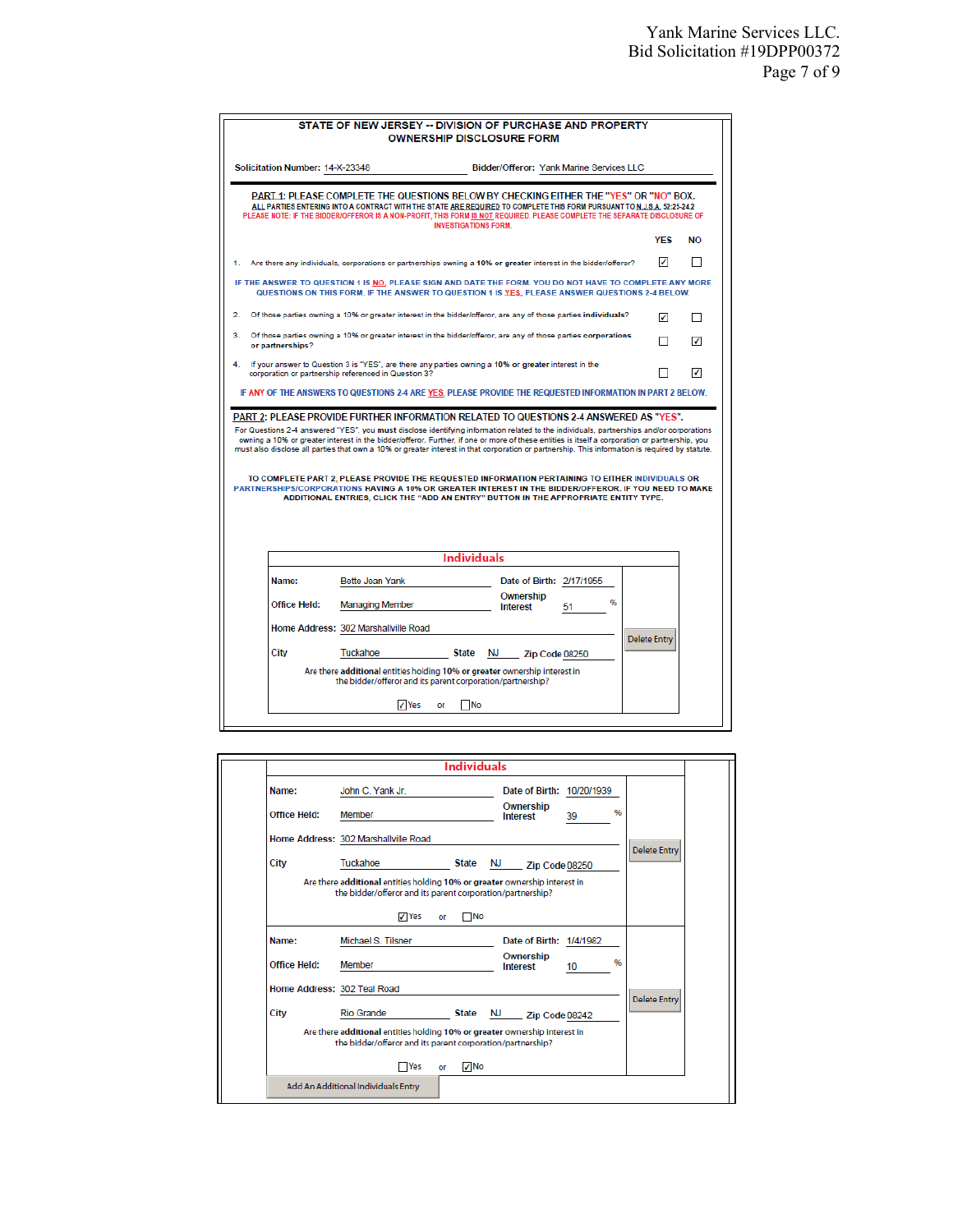## STATE OF NEW JERSEY -- DIVISION OF PURCHASE AND PROPERTY
## OWNERSHIP DISCLOSURE FORM

**Solicitation Number:** 14-X-23348 **Bidder/Offeror:** Yank Marine Services LLC

**PART 1:** PLEASE COMPLETE THE QUESTIONS BELOW BY CHECKING EITHER THE "YES" OR "NO" BOX.
ALL PARTIES ENTERING INTO A CONTRACT WITH THE STATE ARE REQUIRED TO COMPLETE THIS FORM PURSUANT TO N.J.S.A. 52:25-24.2
PLEASE NOTE: IF THE BIDDER/OFFEROR IS A NON-PROFIT, THIS FORM IS NOT REQUIRED. PLEASE COMPLETE THE SEPARATE DISCLOSURE OF INVESTIGATIONS FORM.

| | | YES | NO |
|---|---|---|---|
| 1. | Are there any individuals, corporations or partnerships owning a **10% or greater** interest in the bidder/offeror? | ☑ | ☐ |

IF THE ANSWER TO QUESTION 1 IS NO, PLEASE SIGN AND DATE THE FORM. YOU DO NOT HAVE TO COMPLETE ANY MORE QUESTIONS ON THIS FORM. IF THE ANSWER TO QUESTION 1 IS YES, PLEASE ANSWER QUESTIONS 2-4 BELOW.

| | | YES | NO |
|---|---|---|---|
| 2. | Of those parties owning a 10% or greater interest in the bidder/offeror, are any of those parties **individuals**? | ☑ | ☐ |
| 3. | Of those parties owning a 10% or greater interest in the bidder/offeror, are any of those parties **corporations or partnerships**? | ☐ | ☑ |
| 4. | If your answer to Question 3 is "YES", are there any parties owning a **10% or greater** interest in the corporation or partnership referenced in Question 3? | ☐ | ☑ |

IF ANY OF THE ANSWERS TO QUESTIONS 2-4 ARE YES, PLEASE PROVIDE THE REQUESTED INFORMATION IN PART 2 BELOW.

**PART 2:** PLEASE PROVIDE FURTHER INFORMATION RELATED TO QUESTIONS 2-4 ANSWERED AS "YES".

For Questions 2-4 answered "YES", you **must** disclose identifying information related to the individuals, partnerships and/or corporations owning a 10% or greater interest in the bidder/offeror. Further, if one or more of these entities is itself a corporation or partnership, you must also disclose all parties that own a 10% or greater interest in that corporation or partnership. This information is required by statute.

TO COMPLETE PART 2, PLEASE PROVIDE THE REQUESTED INFORMATION PERTAINING TO EITHER INDIVIDUALS OR PARTNERSHIPS/CORPORATIONS HAVING A 10% OR GREATER INTEREST IN THE BIDDER/OFFEROR. IF YOU NEED TO MAKE ADDITIONAL ENTRIES, CLICK THE "ADD AN ENTRY" BUTTON IN THE APPROPRIATE ENTITY TYPE.

### Individuals

**Name:** Bette Jean Yank **Date of Birth:** 2/17/1955
**Office Held:** Managing Member **Ownership Interest:** 51 %
**Home Address:** 302 Marshallville Road
**City:** Tuckahoe **State:** NJ **Zip Code:** 08250

Are there **additional** entities holding **10% or greater** ownership interest in the bidder/offeror and its parent corporation/partnership?

☑ Yes or ☐ No

Delete Entry

### Individuals

**Name:** John C. Yank Jr. **Date of Birth:** 10/20/1939
**Office Held:** Member **Ownership Interest:** 39 %
**Home Address:** 302 Marshallville Road
**City:** Tuckahoe **State:** NJ **Zip Code:** 08250

Are there **additional** entities holding **10% or greater** ownership interest in the bidder/offeror and its parent corporation/partnership?

☑ Yes or ☐ No

Delete Entry

**Name:** Michael S. Tilsner **Date of Birth:** 1/4/1982
**Office Held:** Member **Ownership Interest:** 10 %
**Home Address:** 302 Teal Road
**City:** Rio Grande **State:** NJ **Zip Code:** 08242

Are there **additional** entities holding **10% or greater** ownership interest in the bidder/offeror and its parent corporation/partnership?

☐ Yes or ☑ No

Delete Entry

Add An Additional Individuals Entry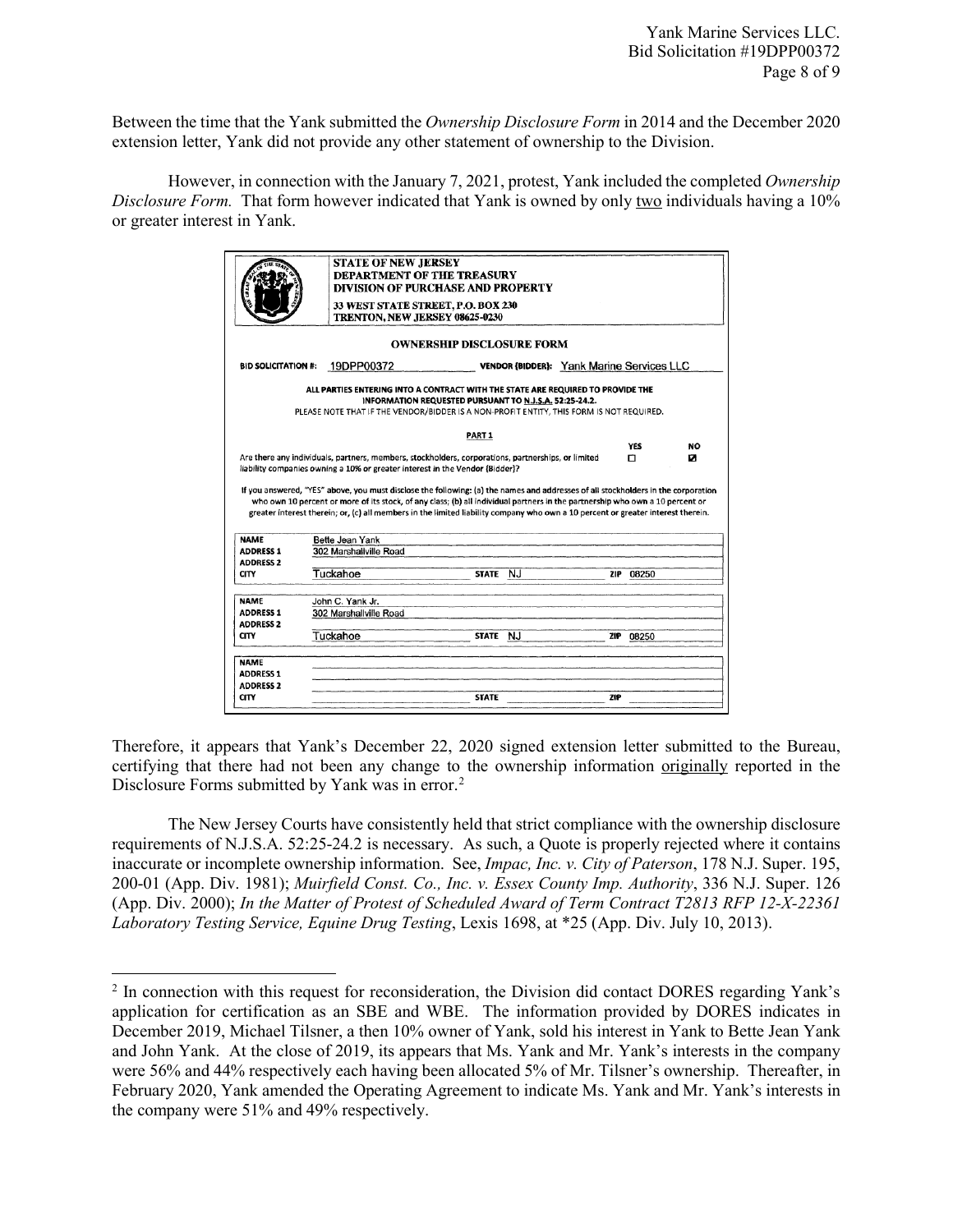Between the time that the Yank submitted the *Ownership Disclosure Form* in 2014 and the December 2020 extension letter, Yank did not provide any other statement of ownership to the Division.

However, in connection with the January 7, 2021, protest, Yank included the completed *Ownership Disclosure Form.* That form however indicated that Yank is owned by only two individuals having a 10% or greater interest in Yank.

**STATE OF NEW JERSEY**
**DEPARTMENT OF THE TREASURY**
**DIVISION OF PURCHASE AND PROPERTY**
**33 WEST STATE STREET, P.O. BOX 230**
**TRENTON, NEW JERSEY 08625-0230**

**OWNERSHIP DISCLOSURE FORM**

**BID SOLICITATION #:** 19DPP00372 **VENDOR (BIDDER):** Yank Marine Services LLC

**ALL PARTIES ENTERING INTO A CONTRACT WITH THE STATE ARE REQUIRED TO PROVIDE THE INFORMATION REQUESTED PURSUANT TO N.J.S.A. 52:25-24.2.**
PLEASE NOTE THAT IF THE VENDOR/BIDDER IS A NON-PROFIT ENTITY, THIS FORM IS NOT REQUIRED.

**PART 1**

| | YES | NO |
|---|---|---|
| Are there any individuals, partners, members, stockholders, corporations, partnerships, or limited liability companies owning a 10% or greater interest in the Vendor (Bidder)? | ☐ | ☑ |

If you answered, "YES" above, you must disclose the following: (a) the names and addresses of all stockholders in the corporation who own 10 percent or more of its stock, of any class; (b) all individual partners in the partnership who own a 10 percent or greater interest therein; or, (c) all members in the limited liability company who own a 10 percent or greater interest therein.

| | | | | | |
|---|---|---|---|---|---|
| **NAME** | Bette Jean Yank | | | | |
| **ADDRESS 1** | 302 Marshallville Road | | | | |
| **ADDRESS 2** | | | | | |
| **CITY** | Tuckahoe | **STATE** | NJ | **ZIP** | 08250 |

| | | | | | |
|---|---|---|---|---|---|
| **NAME** | John C. Yank Jr. | | | | |
| **ADDRESS 1** | 302 Marshallville Road | | | | |
| **ADDRESS 2** | | | | | |
| **CITY** | Tuckahoe | **STATE** | NJ | **ZIP** | 08250 |

| | | | | | |
|---|---|---|---|---|---|
| **NAME** | | | | | |
| **ADDRESS 1** | | | | | |
| **ADDRESS 2** | | | | | |
| **CITY** | | **STATE** | | **ZIP** | |

Therefore, it appears that Yank's December 22, 2020 signed extension letter submitted to the Bureau, certifying that there had not been any change to the ownership information originally reported in the Disclosure Forms submitted by Yank was in error.[2]

The New Jersey Courts have consistently held that strict compliance with the ownership disclosure requirements of N.J.S.A. 52:25-24.2 is necessary. As such, a Quote is properly rejected where it contains inaccurate or incomplete ownership information. See, *Impac, Inc. v. City of Paterson*, 178 N.J. Super. 195, 200-01 (App. Div. 1981); *Muirfield Const. Co., Inc. v. Essex County Imp. Authority*, 336 N.J. Super. 126 (App. Div. 2000); *In the Matter of Protest of Scheduled Award of Term Contract T2813 RFP 12-X-22361 Laboratory Testing Service, Equine Drug Testing*, Lexis 1698, at *25 (App. Div. July 10, 2013).

[2] In connection with this request for reconsideration, the Division did contact DORES regarding Yank's application for certification as an SBE and WBE. The information provided by DORES indicates in December 2019, Michael Tilsner, a then 10% owner of Yank, sold his interest in Yank to Bette Jean Yank and John Yank. At the close of 2019, its appears that Ms. Yank and Mr. Yank's interests in the company were 56% and 44% respectively each having been allocated 5% of Mr. Tilsner's ownership. Thereafter, in February 2020, Yank amended the Operating Agreement to indicate Ms. Yank and Mr. Yank's interests in the company were 51% and 49% respectively.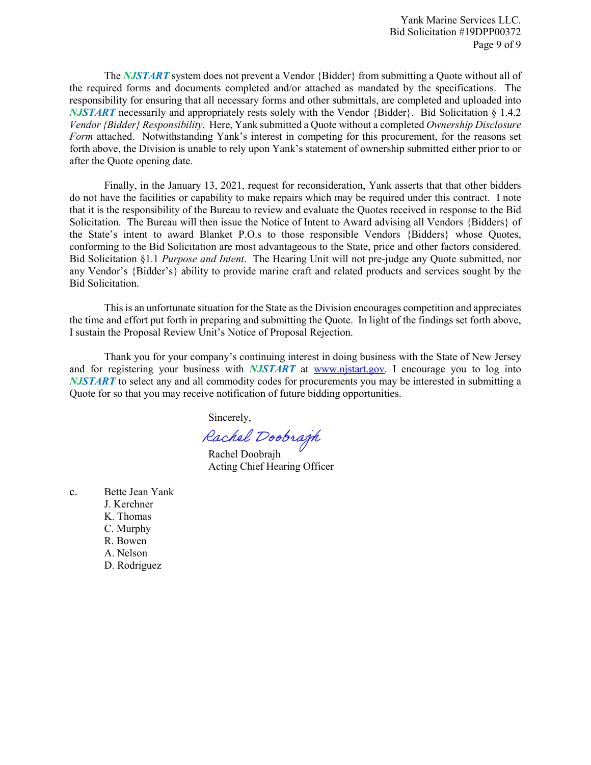The ***NJSTART*** system does not prevent a Vendor {Bidder} from submitting a Quote without all of the required forms and documents completed and/or attached as mandated by the specifications. The responsibility for ensuring that all necessary forms and other submittals, are completed and uploaded into ***NJSTART*** necessarily and appropriately rests solely with the Vendor {Bidder}. Bid Solicitation § 1.4.2 *Vendor {Bidder} Responsibility*. Here, Yank submitted a Quote without a completed *Ownership Disclosure Form* attached. Notwithstanding Yank's interest in competing for this procurement, for the reasons set forth above, the Division is unable to rely upon Yank's statement of ownership submitted either prior to or after the Quote opening date.

Finally, in the January 13, 2021, request for reconsideration, Yank asserts that that other bidders do not have the facilities or capability to make repairs which may be required under this contract. I note that it is the responsibility of the Bureau to review and evaluate the Quotes received in response to the Bid Solicitation. The Bureau will then issue the Notice of Intent to Award advising all Vendors {Bidders} of the State's intent to award Blanket P.O.s to those responsible Vendors {Bidders} whose Quotes, conforming to the Bid Solicitation are most advantageous to the State, price and other factors considered. Bid Solicitation §1.1 *Purpose and Intent*. The Hearing Unit will not pre-judge any Quote submitted, nor any Vendor's {Bidder's} ability to provide marine craft and related products and services sought by the Bid Solicitation.

This is an unfortunate situation for the State as the Division encourages competition and appreciates the time and effort put forth in preparing and submitting the Quote. In light of the findings set forth above, I sustain the Proposal Review Unit's Notice of Proposal Rejection.

Thank you for your company's continuing interest in doing business with the State of New Jersey and for registering your business with ***NJSTART*** at www.njstart.gov. I encourage you to log into ***NJSTART*** to select any and all commodity codes for procurements you may be interested in submitting a Quote for so that you may receive notification of future bidding opportunities.

Sincerely,

*Rachel Doobrajh*

Rachel Doobrajh
Acting Chief Hearing Officer

c. Bette Jean Yank
J. Kerchner
K. Thomas
C. Murphy
R. Bowen
A. Nelson
D. Rodriguez